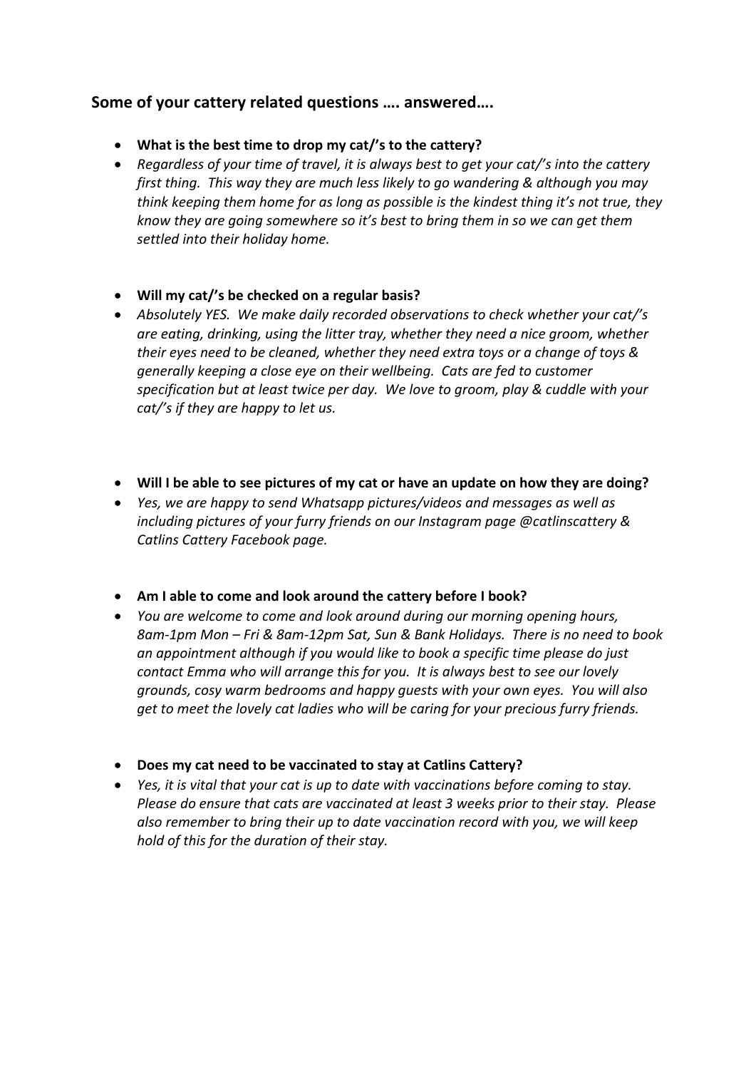## Some of your cattery related questions …. answered….

- **What is the best time to drop my cat/'s to the cattery?**
- *Regardless of your time of travel, it is always best to get your cat/'s into the cattery first thing. This way they are much less likely to go wandering & although you may think keeping them home for as long as possible is the kindest thing it's not true, they know they are going somewhere so it's best to bring them in so we can get them settled into their holiday home.*

- **Will my cat/'s be checked on a regular basis?**
- *Absolutely YES. We make daily recorded observations to check whether your cat/'s are eating, drinking, using the litter tray, whether they need a nice groom, whether their eyes need to be cleaned, whether they need extra toys or a change of toys & generally keeping a close eye on their wellbeing. Cats are fed to customer specification but at least twice per day. We love to groom, play & cuddle with your cat/'s if they are happy to let us.*

- **Will I be able to see pictures of my cat or have an update on how they are doing?**
- *Yes, we are happy to send Whatsapp pictures/videos and messages as well as including pictures of your furry friends on our Instagram page @catlinscattery & Catlins Cattery Facebook page.*

- **Am I able to come and look around the cattery before I book?**
- *You are welcome to come and look around during our morning opening hours, 8am-1pm Mon – Fri & 8am-12pm Sat, Sun & Bank Holidays. There is no need to book an appointment although if you would like to book a specific time please do just contact Emma who will arrange this for you. It is always best to see our lovely grounds, cosy warm bedrooms and happy guests with your own eyes. You will also get to meet the lovely cat ladies who will be caring for your precious furry friends.*

- **Does my cat need to be vaccinated to stay at Catlins Cattery?**
- *Yes, it is vital that your cat is up to date with vaccinations before coming to stay. Please do ensure that cats are vaccinated at least 3 weeks prior to their stay. Please also remember to bring their up to date vaccination record with you, we will keep hold of this for the duration of their stay.*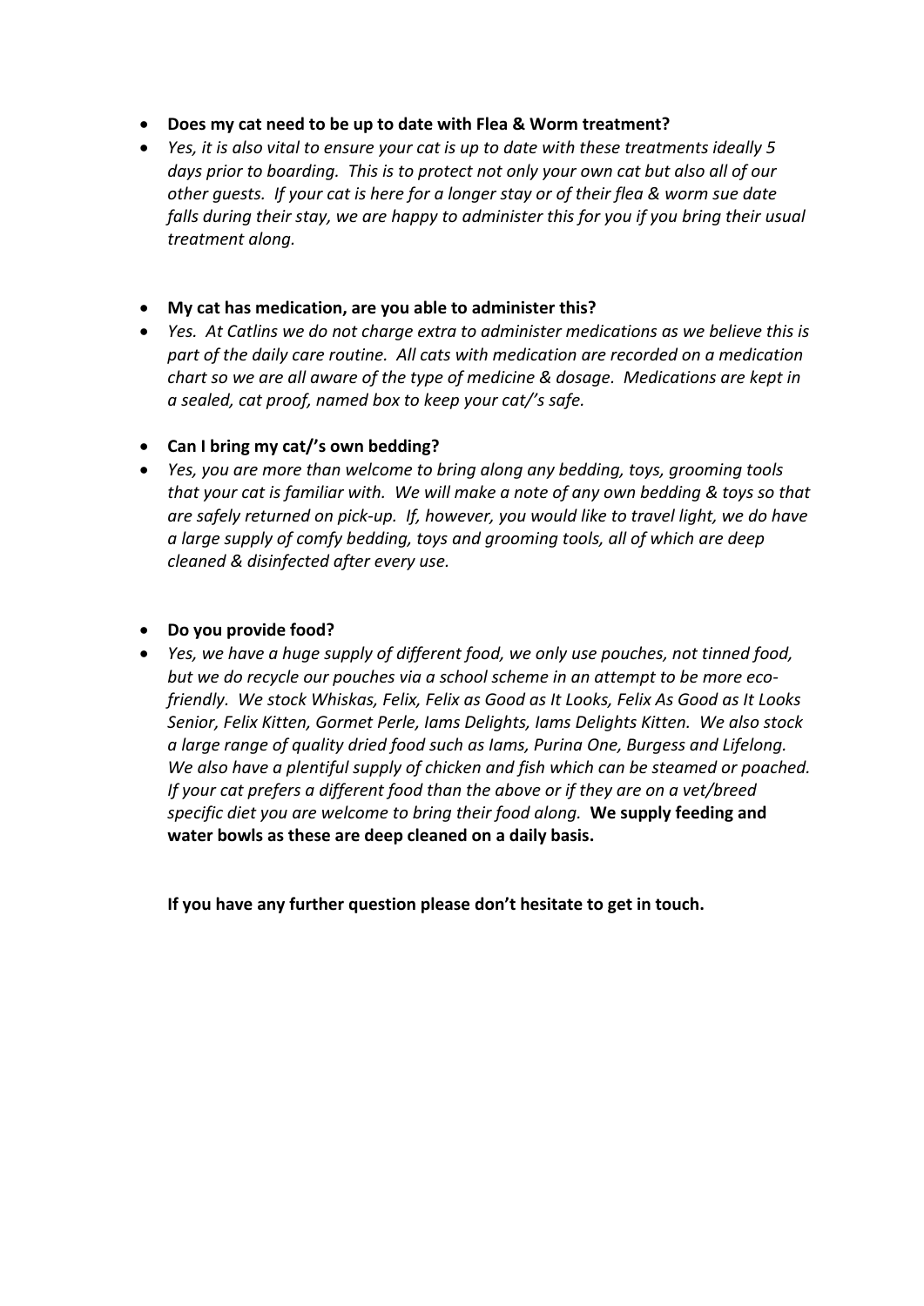- **Does my cat need to be up to date with Flea & Worm treatment?**
- *Yes, it is also vital to ensure your cat is up to date with these treatments ideally 5 days prior to boarding. This is to protect not only your own cat but also all of our other guests. If your cat is here for a longer stay or of their flea & worm sue date falls during their stay, we are happy to administer this for you if you bring their usual treatment along.*

- **My cat has medication, are you able to administer this?**
- *Yes. At Catlins we do not charge extra to administer medications as we believe this is part of the daily care routine. All cats with medication are recorded on a medication chart so we are all aware of the type of medicine & dosage. Medications are kept in a sealed, cat proof, named box to keep your cat/'s safe.*

- **Can I bring my cat/'s own bedding?**
- *Yes, you are more than welcome to bring along any bedding, toys, grooming tools that your cat is familiar with. We will make a note of any own bedding & toys so that are safely returned on pick-up. If, however, you would like to travel light, we do have a large supply of comfy bedding, toys and grooming tools, all of which are deep cleaned & disinfected after every use.*

- **Do you provide food?**
- *Yes, we have a huge supply of different food, we only use pouches, not tinned food, but we do recycle our pouches via a school scheme in an attempt to be more eco-friendly. We stock Whiskas, Felix, Felix as Good as It Looks, Felix As Good as It Looks Senior, Felix Kitten, Gormet Perle, Iams Delights, Iams Delights Kitten. We also stock a large range of quality dried food such as Iams, Purina One, Burgess and Lifelong. We also have a plentiful supply of chicken and fish which can be steamed or poached. If your cat prefers a different food than the above or if they are on a vet/breed specific diet you are welcome to bring their food along.* **We supply feeding and water bowls as these are deep cleaned on a daily basis.**

**If you have any further question please don't hesitate to get in touch.**